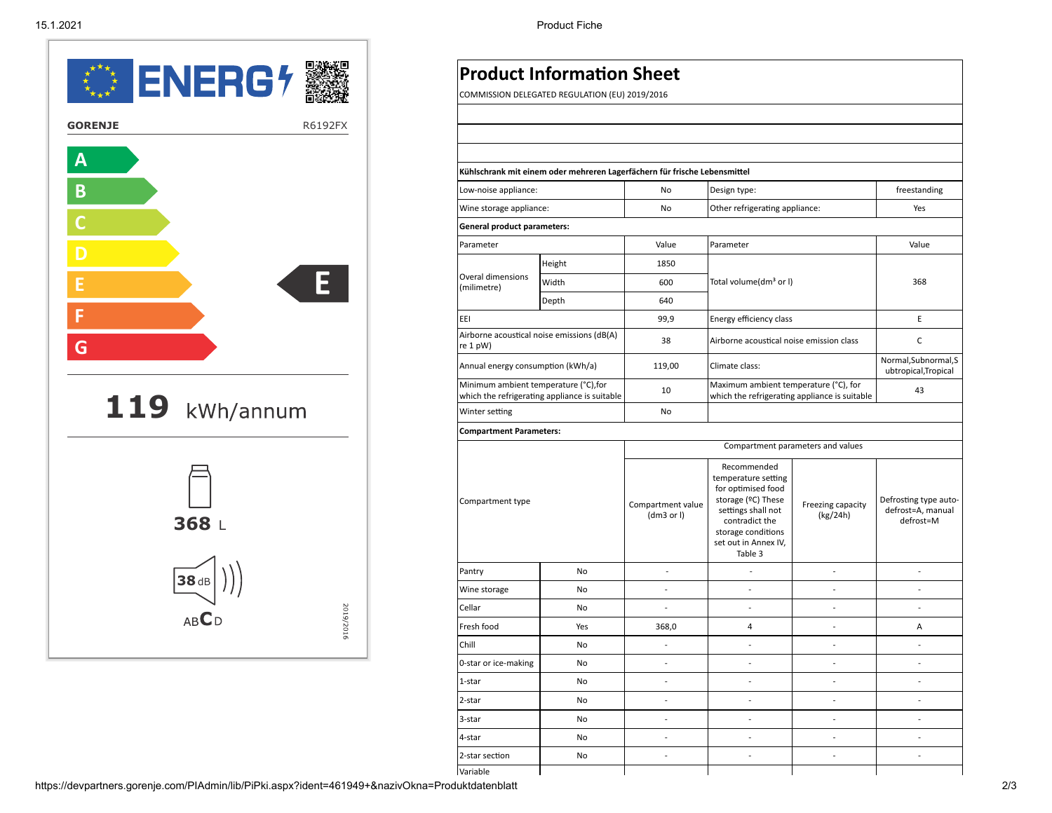**ENERG**

**GORENJE** R6192FX

A
B
C
D
E
F
G

**E**

**119** kWh/annum

**368** L

**38** dB

AB**C**D

2019/2016

# Product Information Sheet

COMMISSION DELEGATED REGULATION (EU) 2019/2016

**Kühlschrank mit einem oder mehreren Lagerfächern für frische Lebensmittel**

| | | | |
|---|---|---|---|
| Low-noise appliance: | No | Design type: | freestanding |
| Wine storage appliance: | No | Other refrigerating appliance: | Yes |

**General product parameters:**

| Parameter | | Value | Parameter | Value |
|---|---|---|---|---|
| Overal dimensions (milimetre) | Height | 1850 | Total volume(dm³ or l) | 368 |
| | Width | 600 | | |
| | Depth | 640 | | |
| EEI | | 99,9 | Energy efficiency class | E |
| Airborne acoustical noise emissions (dB(A) re 1 pW) | | 38 | Airborne acoustical noise emission class | C |
| Annual energy consumption (kWh/a) | | 119,00 | Climate class: | Normal,Subnormal,Subtropical,Tropical |
| Minimum ambient temperature (°C),for which the refrigerating appliance is suitable | | 10 | Maximum ambient temperature (°C), for which the refrigerating appliance is suitable | 43 |
| Winter setting | | No | | |

**Compartment Parameters:**

| Compartment type | | Compartment parameters and values | | | |
|---|---|---|---|---|---|
| | | Compartment value (dm3 or l) | Recommended temperature setting for optimised food storage (ºC) These settings shall not contradict the storage conditions set out in Annex IV, Table 3 | Freezing capacity (kg/24h) | Defrosting type auto-defrost=A, manual defrost=M |
| Pantry | No | - | - | - | - |
| Wine storage | No | - | - | - | - |
| Cellar | No | - | - | - | - |
| Fresh food | Yes | 368,0 | 4 | - | A |
| Chill | No | - | - | - | - |
| 0-star or ice-making | No | - | - | - | - |
| 1-star | No | - | - | - | - |
| 2-star | No | - | - | - | - |
| 3-star | No | - | - | - | - |
| 4-star | No | - | - | - | - |
| 2-star section | No | - | - | - | - |
| Variable | | | | | |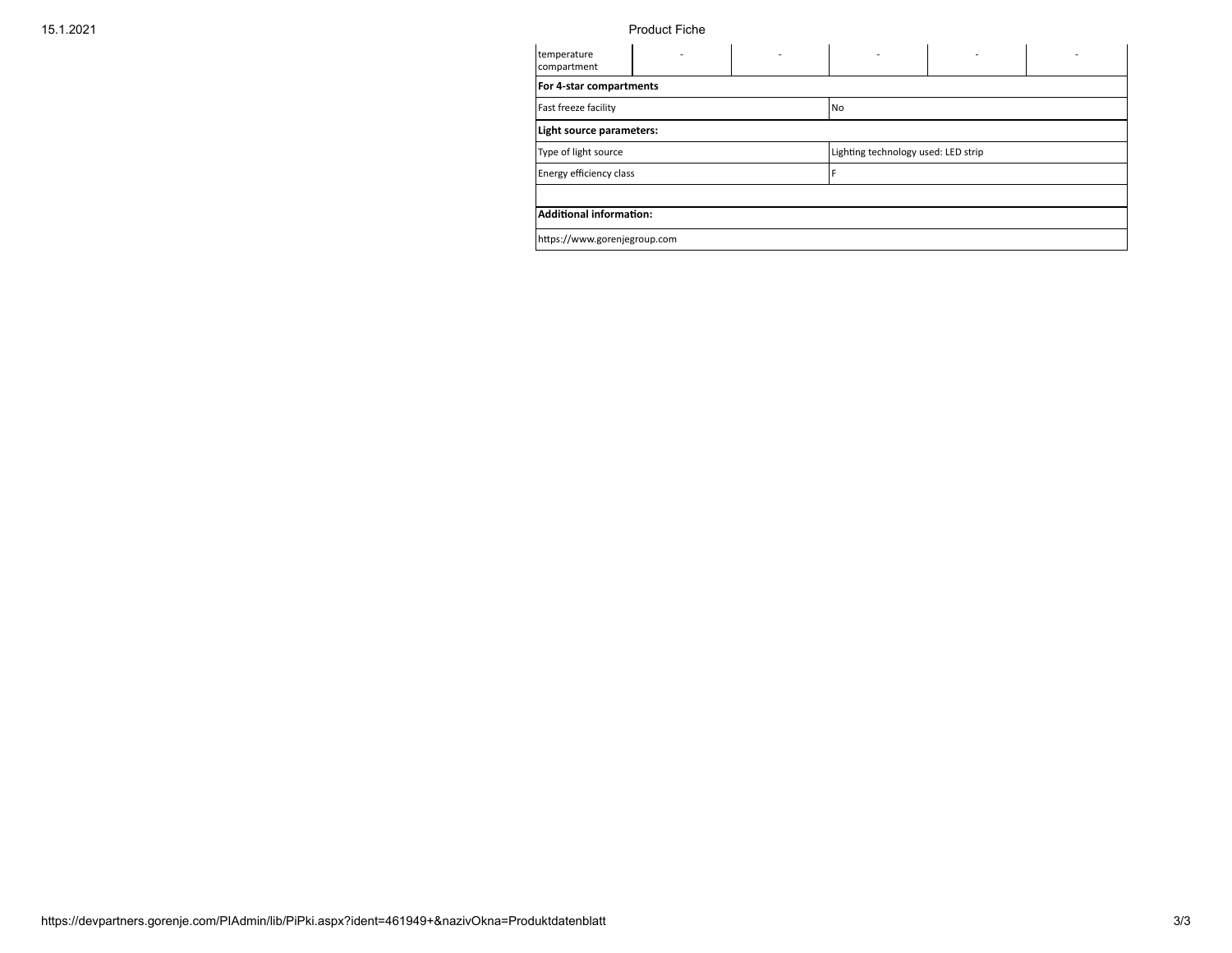| | | | | | |
|---|---|---|---|---|---|
| temperature compartment | - | - | - | - | - |
| **For 4-star compartments** | | | | | |
| Fast freeze facility | | | No | | |
| **Light source parameters:** | | | | | |
| Type of light source | | | Lighting technology used: LED strip | | |
| Energy efficiency class | | | F | | |
| | | | | | |
| **Additional information:** | | | | | |
| https://www.gorenjegroup.com | | | | | |